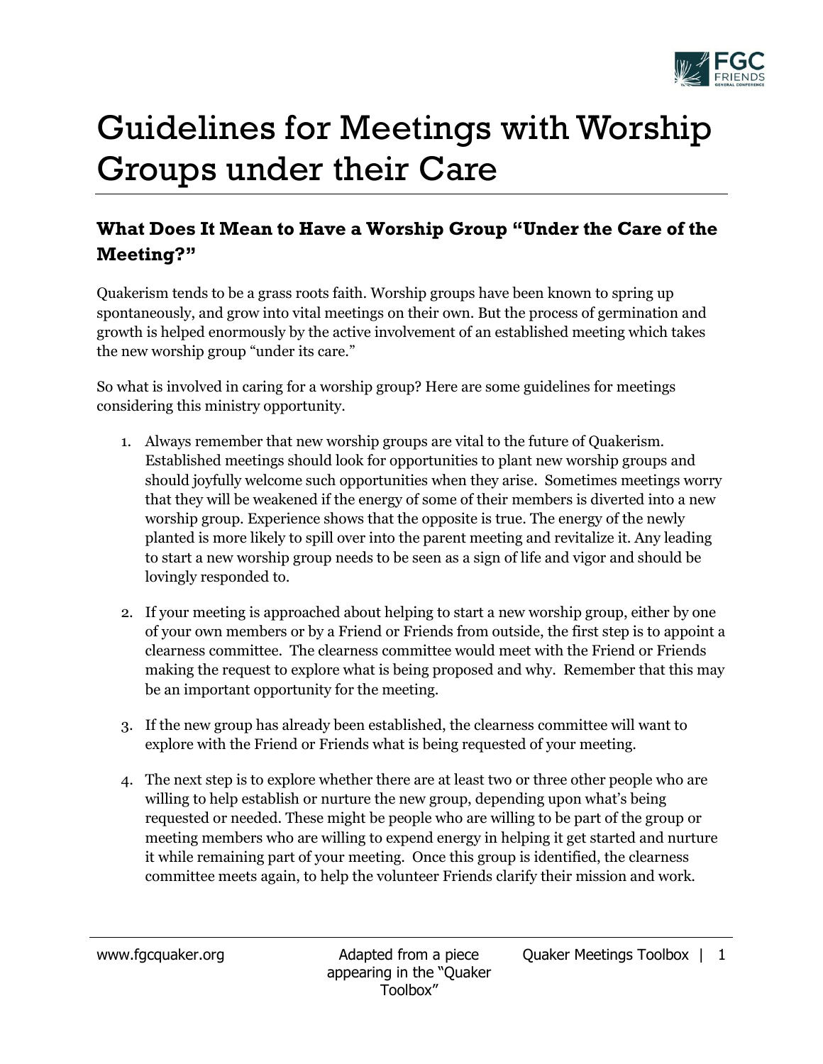# Guidelines for Meetings with Worship Groups under their Care

## What Does It Mean to Have a Worship Group "Under the Care of the Meeting?"

Quakerism tends to be a grass roots faith. Worship groups have been known to spring up spontaneously, and grow into vital meetings on their own. But the process of germination and growth is helped enormously by the active involvement of an established meeting which takes the new worship group "under its care."

So what is involved in caring for a worship group? Here are some guidelines for meetings considering this ministry opportunity.

1. Always remember that new worship groups are vital to the future of Quakerism. Established meetings should look for opportunities to plant new worship groups and should joyfully welcome such opportunities when they arise. Sometimes meetings worry that they will be weakened if the energy of some of their members is diverted into a new worship group. Experience shows that the opposite is true. The energy of the newly planted is more likely to spill over into the parent meeting and revitalize it. Any leading to start a new worship group needs to be seen as a sign of life and vigor and should be lovingly responded to.

2. If your meeting is approached about helping to start a new worship group, either by one of your own members or by a Friend or Friends from outside, the first step is to appoint a clearness committee. The clearness committee would meet with the Friend or Friends making the request to explore what is being proposed and why. Remember that this may be an important opportunity for the meeting.

3. If the new group has already been established, the clearness committee will want to explore with the Friend or Friends what is being requested of your meeting.

4. The next step is to explore whether there are at least two or three other people who are willing to help establish or nurture the new group, depending upon what's being requested or needed. These might be people who are willing to be part of the group or meeting members who are willing to expend energy in helping it get started and nurture it while remaining part of your meeting. Once this group is identified, the clearness committee meets again, to help the volunteer Friends clarify their mission and work.

Adapted from a piece appearing in the "Quaker Toolbox"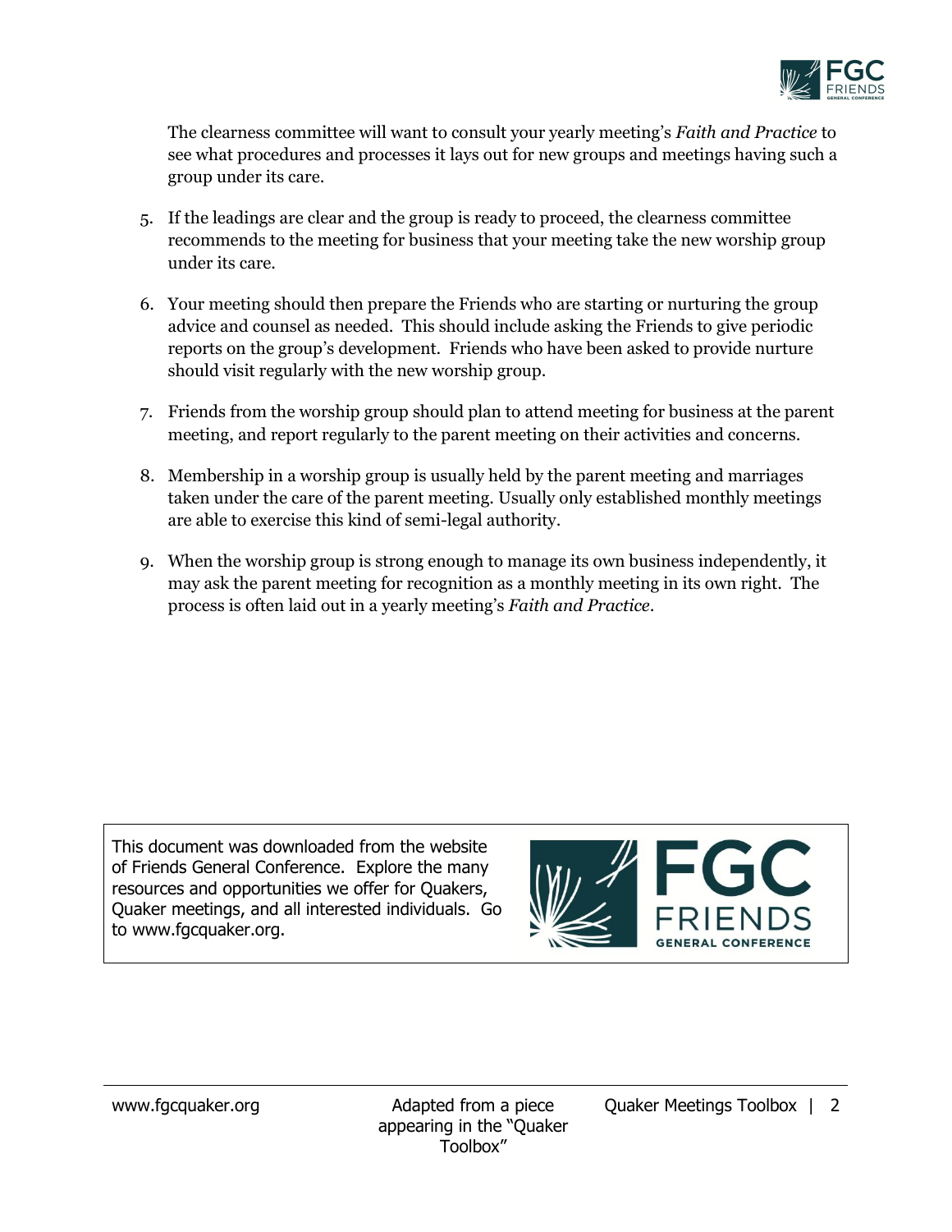The clearness committee will want to consult your yearly meeting's *Faith and Practice* to see what procedures and processes it lays out for new groups and meetings having such a group under its care.

5. If the leadings are clear and the group is ready to proceed, the clearness committee recommends to the meeting for business that your meeting take the new worship group under its care.

6. Your meeting should then prepare the Friends who are starting or nurturing the group advice and counsel as needed. This should include asking the Friends to give periodic reports on the group's development. Friends who have been asked to provide nurture should visit regularly with the new worship group.

7. Friends from the worship group should plan to attend meeting for business at the parent meeting, and report regularly to the parent meeting on their activities and concerns.

8. Membership in a worship group is usually held by the parent meeting and marriages taken under the care of the parent meeting. Usually only established monthly meetings are able to exercise this kind of semi-legal authority.

9. When the worship group is strong enough to manage its own business independently, it may ask the parent meeting for recognition as a monthly meeting in its own right. The process is often laid out in a yearly meeting's *Faith and Practice*.

This document was downloaded from the website of Friends General Conference. Explore the many resources and opportunities we offer for Quakers, Quaker meetings, and all interested individuals. Go to www.fgcquaker.org.

FGC FRIENDS GENERAL CONFERENCE